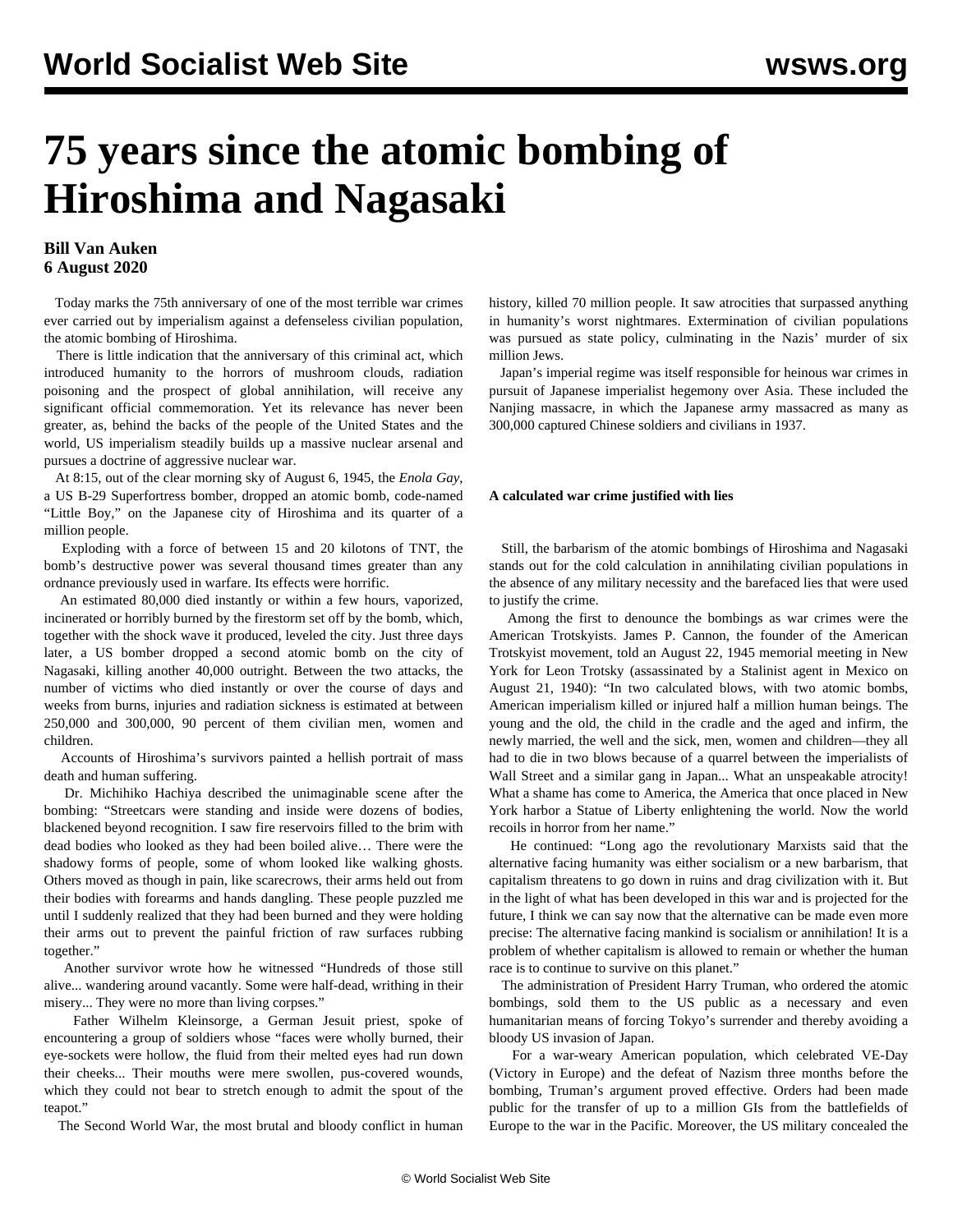# 75 years since the atomic bombing of Hiroshima and Nagasaki

**Bill Van Auken**
**6 August 2020**

Today marks the 75th anniversary of one of the most terrible war crimes ever carried out by imperialism against a defenseless civilian population, the atomic bombing of Hiroshima.

There is little indication that the anniversary of this criminal act, which introduced humanity to the horrors of mushroom clouds, radiation poisoning and the prospect of global annihilation, will receive any significant official commemoration. Yet its relevance has never been greater, as, behind the backs of the people of the United States and the world, US imperialism steadily builds up a massive nuclear arsenal and pursues a doctrine of aggressive nuclear war.

At 8:15, out of the clear morning sky of August 6, 1945, the *Enola Gay*, a US B-29 Superfortress bomber, dropped an atomic bomb, code-named "Little Boy," on the Japanese city of Hiroshima and its quarter of a million people.

Exploding with a force of between 15 and 20 kilotons of TNT, the bomb's destructive power was several thousand times greater than any ordnance previously used in warfare. Its effects were horrific.

An estimated 80,000 died instantly or within a few hours, vaporized, incinerated or horribly burned by the firestorm set off by the bomb, which, together with the shock wave it produced, leveled the city. Just three days later, a US bomber dropped a second atomic bomb on the city of Nagasaki, killing another 40,000 outright. Between the two attacks, the number of victims who died instantly or over the course of days and weeks from burns, injuries and radiation sickness is estimated at between 250,000 and 300,000, 90 percent of them civilian men, women and children.

Accounts of Hiroshima's survivors painted a hellish portrait of mass death and human suffering.

Dr. Michihiko Hachiya described the unimaginable scene after the bombing: "Streetcars were standing and inside were dozens of bodies, blackened beyond recognition. I saw fire reservoirs filled to the brim with dead bodies who looked as they had been boiled alive… There were the shadowy forms of people, some of whom looked like walking ghosts. Others moved as though in pain, like scarecrows, their arms held out from their bodies with forearms and hands dangling. These people puzzled me until I suddenly realized that they had been burned and they were holding their arms out to prevent the painful friction of raw surfaces rubbing together."

Another survivor wrote how he witnessed "Hundreds of those still alive... wandering around vacantly. Some were half-dead, writhing in their misery... They were no more than living corpses."

Father Wilhelm Kleinsorge, a German Jesuit priest, spoke of encountering a group of soldiers whose "faces were wholly burned, their eye-sockets were hollow, the fluid from their melted eyes had run down their cheeks... Their mouths were mere swollen, pus-covered wounds, which they could not bear to stretch enough to admit the spout of the teapot."

The Second World War, the most brutal and bloody conflict in human history, killed 70 million people. It saw atrocities that surpassed anything in humanity's worst nightmares. Extermination of civilian populations was pursued as state policy, culminating in the Nazis' murder of six million Jews.

Japan's imperial regime was itself responsible for heinous war crimes in pursuit of Japanese imperialist hegemony over Asia. These included the Nanjing massacre, in which the Japanese army massacred as many as 300,000 captured Chinese soldiers and civilians in 1937.

**A calculated war crime justified with lies**

Still, the barbarism of the atomic bombings of Hiroshima and Nagasaki stands out for the cold calculation in annihilating civilian populations in the absence of any military necessity and the barefaced lies that were used to justify the crime.

Among the first to denounce the bombings as war crimes were the American Trotskyists. James P. Cannon, the founder of the American Trotskyist movement, told an August 22, 1945 memorial meeting in New York for Leon Trotsky (assassinated by a Stalinist agent in Mexico on August 21, 1940): "In two calculated blows, with two atomic bombs, American imperialism killed or injured half a million human beings. The young and the old, the child in the cradle and the aged and infirm, the newly married, the well and the sick, men, women and children—they all had to die in two blows because of a quarrel between the imperialists of Wall Street and a similar gang in Japan... What an unspeakable atrocity! What a shame has come to America, the America that once placed in New York harbor a Statue of Liberty enlightening the world. Now the world recoils in horror from her name."

He continued: "Long ago the revolutionary Marxists said that the alternative facing humanity was either socialism or a new barbarism, that capitalism threatens to go down in ruins and drag civilization with it. But in the light of what has been developed in this war and is projected for the future, I think we can say now that the alternative can be made even more precise: The alternative facing mankind is socialism or annihilation! It is a problem of whether capitalism is allowed to remain or whether the human race is to continue to survive on this planet."

The administration of President Harry Truman, who ordered the atomic bombings, sold them to the US public as a necessary and even humanitarian means of forcing Tokyo's surrender and thereby avoiding a bloody US invasion of Japan.

For a war-weary American population, which celebrated VE-Day (Victory in Europe) and the defeat of Nazism three months before the bombing, Truman's argument proved effective. Orders had been made public for the transfer of up to a million GIs from the battlefields of Europe to the war in the Pacific. Moreover, the US military concealed the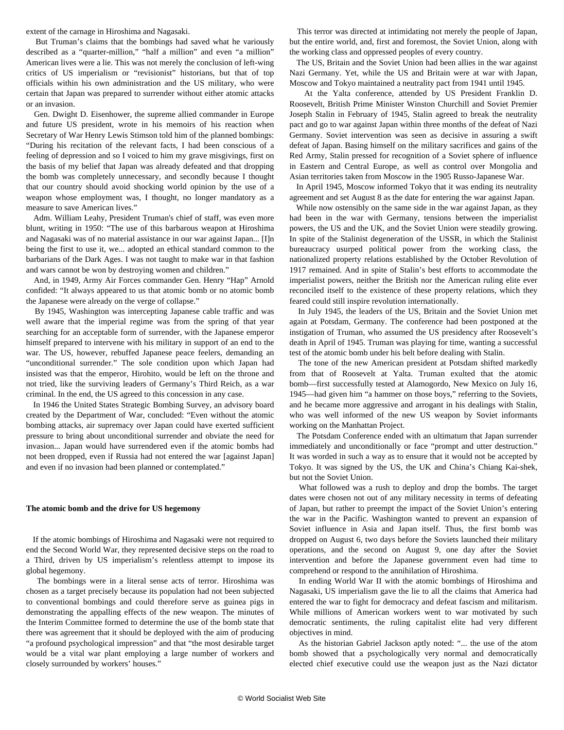extent of the carnage in Hiroshima and Nagasaki.

But Truman's claims that the bombings had saved what he variously described as a "quarter-million," "half a million" and even "a million" American lives were a lie. This was not merely the conclusion of left-wing critics of US imperialism or "revisionist" historians, but that of top officials within his own administration and the US military, who were certain that Japan was prepared to surrender without either atomic attacks or an invasion.

Gen. Dwight D. Eisenhower, the supreme allied commander in Europe and future US president, wrote in his memoirs of his reaction when Secretary of War Henry Lewis Stimson told him of the planned bombings: "During his recitation of the relevant facts, I had been conscious of a feeling of depression and so I voiced to him my grave misgivings, first on the basis of my belief that Japan was already defeated and that dropping the bomb was completely unnecessary, and secondly because I thought that our country should avoid shocking world opinion by the use of a weapon whose employment was, I thought, no longer mandatory as a measure to save American lives."

Adm. William Leahy, President Truman's chief of staff, was even more blunt, writing in 1950: "The use of this barbarous weapon at Hiroshima and Nagasaki was of no material assistance in our war against Japan... [I]n being the first to use it, we... adopted an ethical standard common to the barbarians of the Dark Ages. I was not taught to make war in that fashion and wars cannot be won by destroying women and children."

And, in 1949, Army Air Forces commander Gen. Henry "Hap" Arnold confided: "It always appeared to us that atomic bomb or no atomic bomb the Japanese were already on the verge of collapse."

By 1945, Washington was intercepting Japanese cable traffic and was well aware that the imperial regime was from the spring of that year searching for an acceptable form of surrender, with the Japanese emperor himself prepared to intervene with his military in support of an end to the war. The US, however, rebuffed Japanese peace feelers, demanding an "unconditional surrender." The sole condition upon which Japan had insisted was that the emperor, Hirohito, would be left on the throne and not tried, like the surviving leaders of Germany's Third Reich, as a war criminal. In the end, the US agreed to this concession in any case.

In 1946 the United States Strategic Bombing Survey, an advisory board created by the Department of War, concluded: "Even without the atomic bombing attacks, air supremacy over Japan could have exerted sufficient pressure to bring about unconditional surrender and obviate the need for invasion... Japan would have surrendered even if the atomic bombs had not been dropped, even if Russia had not entered the war [against Japan] and even if no invasion had been planned or contemplated."

**The atomic bomb and the drive for US hegemony**

If the atomic bombings of Hiroshima and Nagasaki were not required to end the Second World War, they represented decisive steps on the road to a Third, driven by US imperialism's relentless attempt to impose its global hegemony.

The bombings were in a literal sense acts of terror. Hiroshima was chosen as a target precisely because its population had not been subjected to conventional bombings and could therefore serve as guinea pigs in demonstrating the appalling effects of the new weapon. The minutes of the Interim Committee formed to determine the use of the bomb state that there was agreement that it should be deployed with the aim of producing "a profound psychological impression" and that "the most desirable target would be a vital war plant employing a large number of workers and closely surrounded by workers' houses."

This terror was directed at intimidating not merely the people of Japan, but the entire world, and, first and foremost, the Soviet Union, along with the working class and oppressed peoples of every country.

The US, Britain and the Soviet Union had been allies in the war against Nazi Germany. Yet, while the US and Britain were at war with Japan, Moscow and Tokyo maintained a neutrality pact from 1941 until 1945.

At the Yalta conference, attended by US President Franklin D. Roosevelt, British Prime Minister Winston Churchill and Soviet Premier Joseph Stalin in February of 1945, Stalin agreed to break the neutrality pact and go to war against Japan within three months of the defeat of Nazi Germany. Soviet intervention was seen as decisive in assuring a swift defeat of Japan. Basing himself on the military sacrifices and gains of the Red Army, Stalin pressed for recognition of a Soviet sphere of influence in Eastern and Central Europe, as well as control over Mongolia and Asian territories taken from Moscow in the 1905 Russo-Japanese War.

In April 1945, Moscow informed Tokyo that it was ending its neutrality agreement and set August 8 as the date for entering the war against Japan.

While now ostensibly on the same side in the war against Japan, as they had been in the war with Germany, tensions between the imperialist powers, the US and the UK, and the Soviet Union were steadily growing. In spite of the Stalinist degeneration of the USSR, in which the Stalinist bureaucracy usurped political power from the working class, the nationalized property relations established by the October Revolution of 1917 remained. And in spite of Stalin's best efforts to accommodate the imperialist powers, neither the British nor the American ruling elite ever reconciled itself to the existence of these property relations, which they feared could still inspire revolution internationally.

In July 1945, the leaders of the US, Britain and the Soviet Union met again at Potsdam, Germany. The conference had been postponed at the instigation of Truman, who assumed the US presidency after Roosevelt's death in April of 1945. Truman was playing for time, wanting a successful test of the atomic bomb under his belt before dealing with Stalin.

The tone of the new American president at Potsdam shifted markedly from that of Roosevelt at Yalta. Truman exulted that the atomic bomb—first successfully tested at Alamogordo, New Mexico on July 16, 1945—had given him "a hammer on those boys," referring to the Soviets, and he became more aggressive and arrogant in his dealings with Stalin, who was well informed of the new US weapon by Soviet informants working on the Manhattan Project.

The Potsdam Conference ended with an ultimatum that Japan surrender immediately and unconditionally or face "prompt and utter destruction." It was worded in such a way as to ensure that it would not be accepted by Tokyo. It was signed by the US, the UK and China's Chiang Kai-shek, but not the Soviet Union.

What followed was a rush to deploy and drop the bombs. The target dates were chosen not out of any military necessity in terms of defeating of Japan, but rather to preempt the impact of the Soviet Union's entering the war in the Pacific. Washington wanted to prevent an expansion of Soviet influence in Asia and Japan itself. Thus, the first bomb was dropped on August 6, two days before the Soviets launched their military operations, and the second on August 9, one day after the Soviet intervention and before the Japanese government even had time to comprehend or respond to the annihilation of Hiroshima.

In ending World War II with the atomic bombings of Hiroshima and Nagasaki, US imperialism gave the lie to all the claims that America had entered the war to fight for democracy and defeat fascism and militarism. While millions of American workers went to war motivated by such democratic sentiments, the ruling capitalist elite had very different objectives in mind.

As the historian Gabriel Jackson aptly noted: "... the use of the atom bomb showed that a psychologically very normal and democratically elected chief executive could use the weapon just as the Nazi dictator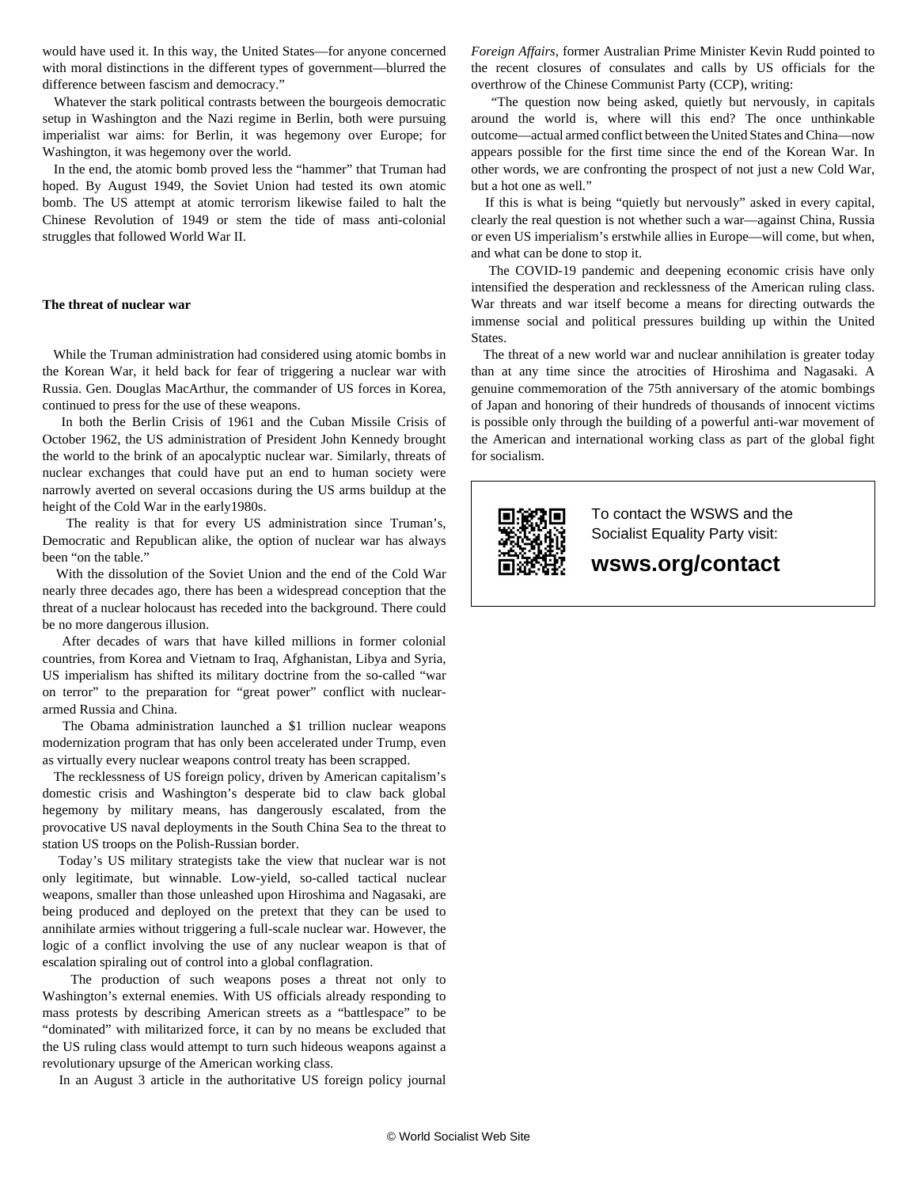would have used it. In this way, the United States—for anyone concerned with moral distinctions in the different types of government—blurred the difference between fascism and democracy."

Whatever the stark political contrasts between the bourgeois democratic setup in Washington and the Nazi regime in Berlin, both were pursuing imperialist war aims: for Berlin, it was hegemony over Europe; for Washington, it was hegemony over the world.

In the end, the atomic bomb proved less the "hammer" that Truman had hoped. By August 1949, the Soviet Union had tested its own atomic bomb. The US attempt at atomic terrorism likewise failed to halt the Chinese Revolution of 1949 or stem the tide of mass anti-colonial struggles that followed World War II.

**The threat of nuclear war**

While the Truman administration had considered using atomic bombs in the Korean War, it held back for fear of triggering a nuclear war with Russia. Gen. Douglas MacArthur, the commander of US forces in Korea, continued to press for the use of these weapons.

In both the Berlin Crisis of 1961 and the Cuban Missile Crisis of October 1962, the US administration of President John Kennedy brought the world to the brink of an apocalyptic nuclear war. Similarly, threats of nuclear exchanges that could have put an end to human society were narrowly averted on several occasions during the US arms buildup at the height of the Cold War in the early1980s.

The reality is that for every US administration since Truman's, Democratic and Republican alike, the option of nuclear war has always been "on the table."

With the dissolution of the Soviet Union and the end of the Cold War nearly three decades ago, there has been a widespread conception that the threat of a nuclear holocaust has receded into the background. There could be no more dangerous illusion.

After decades of wars that have killed millions in former colonial countries, from Korea and Vietnam to Iraq, Afghanistan, Libya and Syria, US imperialism has shifted its military doctrine from the so-called "war on terror" to the preparation for "great power" conflict with nuclear-armed Russia and China.

The Obama administration launched a $1 trillion nuclear weapons modernization program that has only been accelerated under Trump, even as virtually every nuclear weapons control treaty has been scrapped.

The recklessness of US foreign policy, driven by American capitalism's domestic crisis and Washington's desperate bid to claw back global hegemony by military means, has dangerously escalated, from the provocative US naval deployments in the South China Sea to the threat to station US troops on the Polish-Russian border.

Today's US military strategists take the view that nuclear war is not only legitimate, but winnable. Low-yield, so-called tactical nuclear weapons, smaller than those unleashed upon Hiroshima and Nagasaki, are being produced and deployed on the pretext that they can be used to annihilate armies without triggering a full-scale nuclear war. However, the logic of a conflict involving the use of any nuclear weapon is that of escalation spiraling out of control into a global conflagration.

The production of such weapons poses a threat not only to Washington's external enemies. With US officials already responding to mass protests by describing American streets as a "battlespace" to be "dominated" with militarized force, it can by no means be excluded that the US ruling class would attempt to turn such hideous weapons against a revolutionary upsurge of the American working class.

In an August 3 article in the authoritative US foreign policy journal *Foreign Affairs*, former Australian Prime Minister Kevin Rudd pointed to the recent closures of consulates and calls by US officials for the overthrow of the Chinese Communist Party (CCP), writing:

"The question now being asked, quietly but nervously, in capitals around the world is, where will this end? The once unthinkable outcome—actual armed conflict between the United States and China—now appears possible for the first time since the end of the Korean War. In other words, we are confronting the prospect of not just a new Cold War, but a hot one as well."

If this is what is being "quietly but nervously" asked in every capital, clearly the real question is not whether such a war—against China, Russia or even US imperialism's erstwhile allies in Europe—will come, but when, and what can be done to stop it.

The COVID-19 pandemic and deepening economic crisis have only intensified the desperation and recklessness of the American ruling class. War threats and war itself become a means for directing outwards the immense social and political pressures building up within the United States.

The threat of a new world war and nuclear annihilation is greater today than at any time since the atrocities of Hiroshima and Nagasaki. A genuine commemoration of the 75th anniversary of the atomic bombings of Japan and honoring of their hundreds of thousands of innocent victims is possible only through the building of a powerful anti-war movement of the American and international working class as part of the global fight for socialism.

To contact the WSWS and the Socialist Equality Party visit:

**wsws.org/contact**